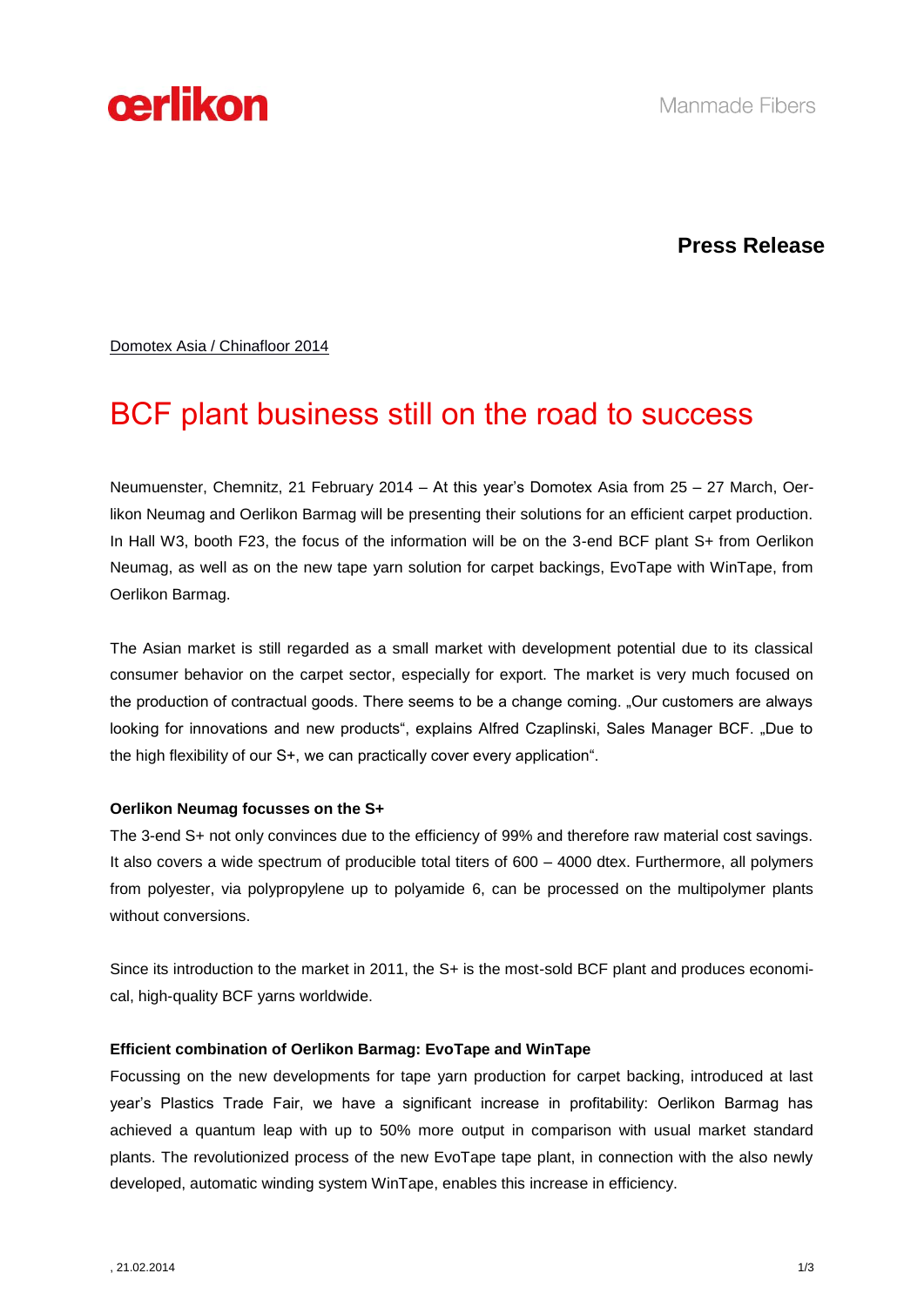oerlikon

Manmade Fibers

**Press Release**

Domotex Asia / Chinafloor 2014

# BCF plant business still on the road to success

Neumuenster, Chemnitz, 21 February 2014 – At this year's Domotex Asia from 25 – 27 March, Oerlikon Neumag and Oerlikon Barmag will be presenting their solutions for an efficient carpet production. In Hall W3, booth F23, the focus of the information will be on the 3-end BCF plant S+ from Oerlikon Neumag, as well as on the new tape yarn solution for carpet backings, EvoTape with WinTape, from Oerlikon Barmag.

The Asian market is still regarded as a small market with development potential due to its classical consumer behavior on the carpet sector, especially for export. The market is very much focused on the production of contractual goods. There seems to be a change coming. „Our customers are always looking for innovations and new products", explains Alfred Czaplinski, Sales Manager BCF. „Due to the high flexibility of our S+, we can practically cover every application".

**Oerlikon Neumag focusses on the S+**

The 3-end S+ not only convinces due to the efficiency of 99% and therefore raw material cost savings. It also covers a wide spectrum of producible total titers of 600 – 4000 dtex. Furthermore, all polymers from polyester, via polypropylene up to polyamide 6, can be processed on the multipolymer plants without conversions.

Since its introduction to the market in 2011, the S+ is the most-sold BCF plant and produces economical, high-quality BCF yarns worldwide.

**Efficient combination of Oerlikon Barmag: EvoTape and WinTape**

Focussing on the new developments for tape yarn production for carpet backing, introduced at last year's Plastics Trade Fair, we have a significant increase in profitability: Oerlikon Barmag has achieved a quantum leap with up to 50% more output in comparison with usual market standard plants. The revolutionized process of the new EvoTape tape plant, in connection with the also newly developed, automatic winding system WinTape, enables this increase in efficiency.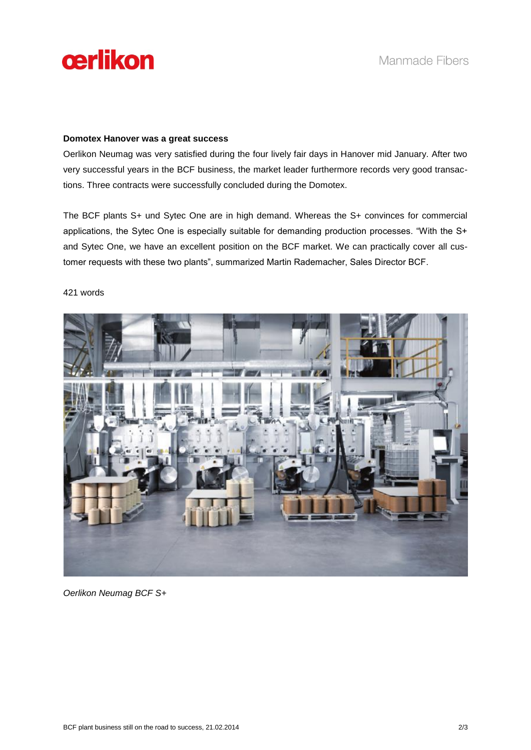**Domotex Hanover was a great success**

Oerlikon Neumag was very satisfied during the four lively fair days in Hanover mid January. After two very successful years in the BCF business, the market leader furthermore records very good transactions. Three contracts were successfully concluded during the Domotex.

The BCF plants S+ und Sytec One are in high demand. Whereas the S+ convinces for commercial applications, the Sytec One is especially suitable for demanding production processes. "With the S+ and Sytec One, we have an excellent position on the BCF market. We can practically cover all customer requests with these two plants", summarized Martin Rademacher, Sales Director BCF.

421 words

*Oerlikon Neumag BCF S+*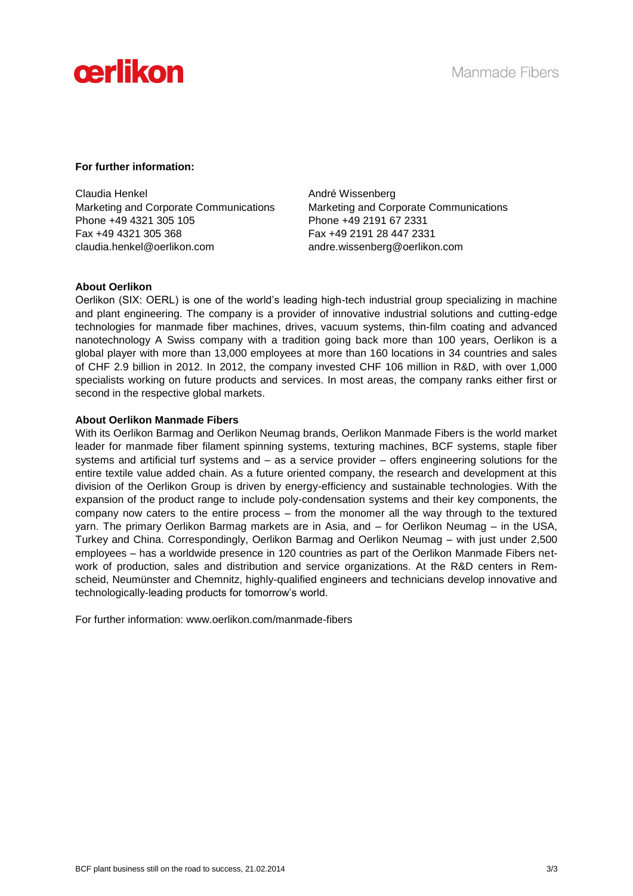**For further information:**

Claudia Henkel
Marketing and Corporate Communications
Phone +49 4321 305 105
Fax +49 4321 305 368
claudia.henkel@oerlikon.com

André Wissenberg
Marketing and Corporate Communications
Phone +49 2191 67 2331
Fax +49 2191 28 447 2331
andre.wissenberg@oerlikon.com

**About Oerlikon**

Oerlikon (SIX: OERL) is one of the world's leading high-tech industrial group specializing in machine and plant engineering. The company is a provider of innovative industrial solutions and cutting-edge technologies for manmade fiber machines, drives, vacuum systems, thin-film coating and advanced nanotechnology A Swiss company with a tradition going back more than 100 years, Oerlikon is a global player with more than 13,000 employees at more than 160 locations in 34 countries and sales of CHF 2.9 billion in 2012. In 2012, the company invested CHF 106 million in R&D, with over 1,000 specialists working on future products and services. In most areas, the company ranks either first or second in the respective global markets.

**About Oerlikon Manmade Fibers**

With its Oerlikon Barmag and Oerlikon Neumag brands, Oerlikon Manmade Fibers is the world market leader for manmade fiber filament spinning systems, texturing machines, BCF systems, staple fiber systems and artificial turf systems and – as a service provider – offers engineering solutions for the entire textile value added chain. As a future oriented company, the research and development at this division of the Oerlikon Group is driven by energy-efficiency and sustainable technologies. With the expansion of the product range to include poly-condensation systems and their key components, the company now caters to the entire process – from the monomer all the way through to the textured yarn. The primary Oerlikon Barmag markets are in Asia, and – for Oerlikon Neumag – in the USA, Turkey and China. Correspondingly, Oerlikon Barmag and Oerlikon Neumag – with just under 2,500 employees – has a worldwide presence in 120 countries as part of the Oerlikon Manmade Fibers network of production, sales and distribution and service organizations. At the R&D centers in Remscheid, Neumünster and Chemnitz, highly-qualified engineers and technicians develop innovative and technologically-leading products for tomorrow's world.

For further information: www.oerlikon.com/manmade-fibers